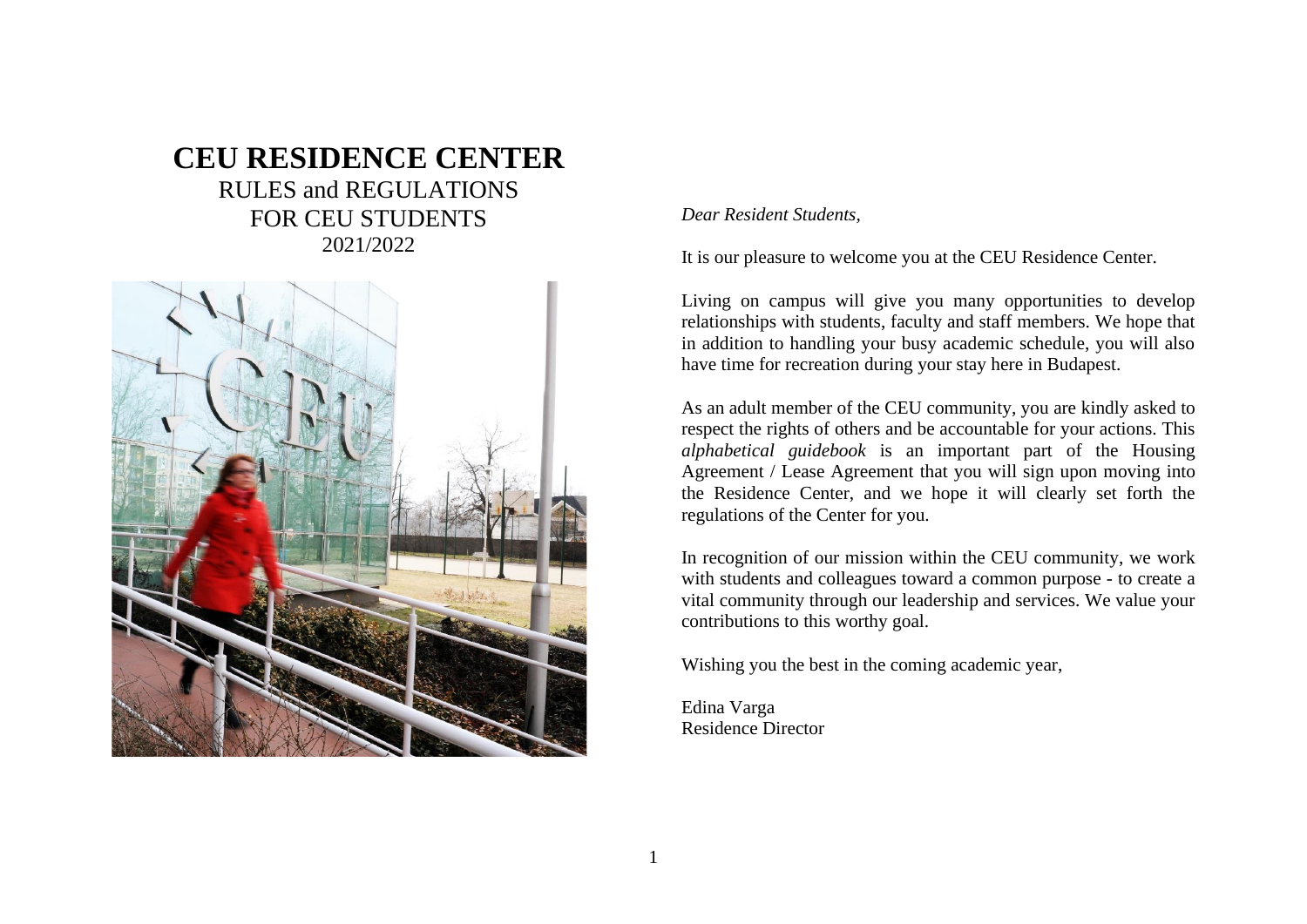# CEU RESIDENCE CENTER

RULES and REGULATIONS
FOR CEU STUDENTS
2021/2022

*Dear Resident Students,*

It is our pleasure to welcome you at the CEU Residence Center.

Living on campus will give you many opportunities to develop relationships with students, faculty and staff members. We hope that in addition to handling your busy academic schedule, you will also have time for recreation during your stay here in Budapest.

As an adult member of the CEU community, you are kindly asked to respect the rights of others and be accountable for your actions. This *alphabetical guidebook* is an important part of the Housing Agreement / Lease Agreement that you will sign upon moving into the Residence Center, and we hope it will clearly set forth the regulations of the Center for you.

In recognition of our mission within the CEU community, we work with students and colleagues toward a common purpose - to create a vital community through our leadership and services. We value your contributions to this worthy goal.

Wishing you the best in the coming academic year,

Edina Varga
Residence Director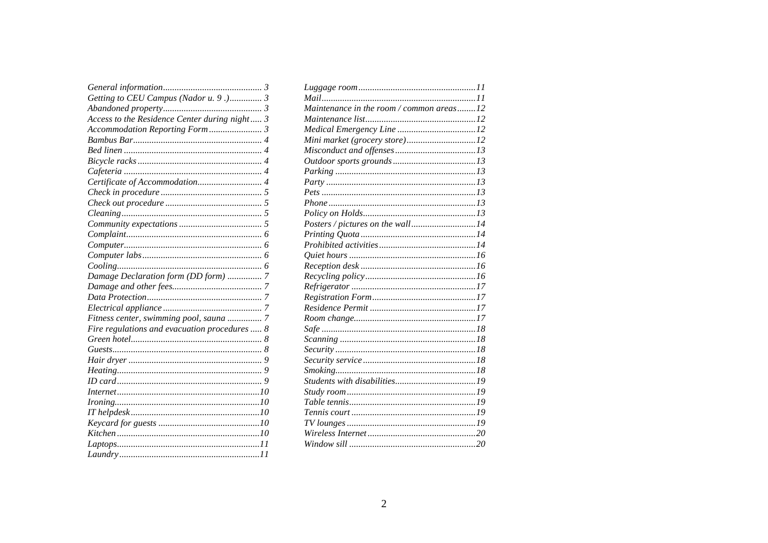*General information* ........ 3
*Getting to CEU Campus (Nador u. 9 .)* ........ 3
*Abandoned property* ........ 3
*Access to the Residence Center during night* ........ 3
*Accommodation Reporting Form* ........ 3
*Bambus Bar* ........ 4
*Bed linen* ........ 4
*Bicycle racks* ........ 4
*Cafeteria* ........ 4
*Certificate of Accommodation* ........ 4
*Check in procedure* ........ 5
*Check out procedure* ........ 5
*Cleaning* ........ 5
*Community expectations* ........ 5
*Complaint* ........ 6
*Computer* ........ 6
*Computer labs* ........ 6
*Cooling* ........ 6
*Damage Declaration form (DD form)* ........ 7
*Damage and other fees* ........ 7
*Data Protection* ........ 7
*Electrical appliance* ........ 7
*Fitness center, swimming pool, sauna* ........ 7
*Fire regulations and evacuation procedures* ........ 8
*Green hotel* ........ 8
*Guests* ........ 8
*Hair dryer* ........ 9
*Heating* ........ 9
*ID card* ........ 9
*Internet* ........ 10
*Ironing* ........ 10
*IT helpdesk* ........ 10
*Keycard for guests* ........ 10
*Kitchen* ........ 10
*Laptops* ........ 11
*Laundry* ........ 11
*Luggage room* ........ 11
*Mail* ........ 11
*Maintenance in the room / common areas* ........ 12
*Maintenance list* ........ 12
*Medical Emergency Line* ........ 12
*Mini market (grocery store)* ........ 12
*Misconduct and offenses* ........ 13
*Outdoor sports grounds* ........ 13
*Parking* ........ 13
*Party* ........ 13
*Pets* ........ 13
*Phone* ........ 13
*Policy on Holds* ........ 13
*Posters / pictures on the wall* ........ 14
*Printing Quota* ........ 14
*Prohibited activities* ........ 14
*Quiet hours* ........ 16
*Reception desk* ........ 16
*Recycling policy* ........ 16
*Refrigerator* ........ 17
*Registration Form* ........ 17
*Residence Permit* ........ 17
*Room change* ........ 17
*Safe* ........ 18
*Scanning* ........ 18
*Security* ........ 18
*Security service* ........ 18
*Smoking* ........ 18
*Students with disabilities* ........ 19
*Study room* ........ 19
*Table tennis* ........ 19
*Tennis court* ........ 19
*TV lounges* ........ 19
*Wireless Internet* ........ 20
*Window sill* ........ 20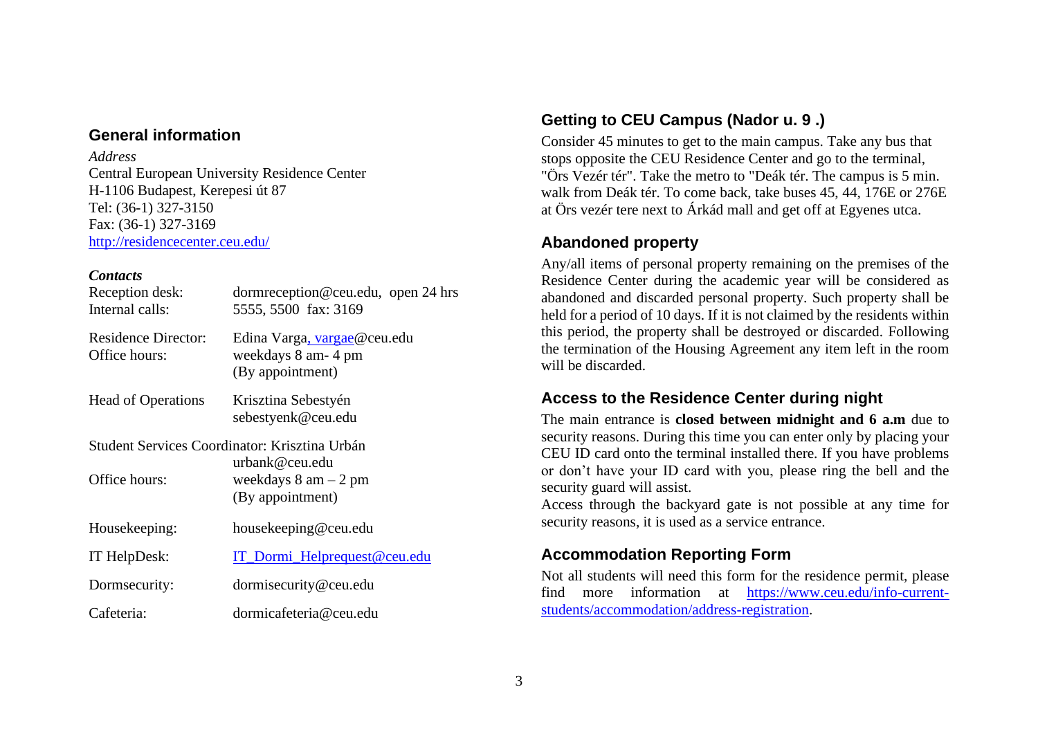## General information

*Address*
Central European University Residence Center
H-1106 Budapest, Kerepesi út 87
Tel: (36-1) 327-3150
Fax: (36-1) 327-3169
http://residencecenter.ceu.edu/

***Contacts***

| | |
|---|---|
| Reception desk: | dormreception@ceu.edu, open 24 hrs |
| Internal calls: | 5555, 5500 fax: 3169 |
| Residence Director: | Edina Varga, vargae@ceu.edu |
| Office hours: | weekdays 8 am- 4 pm (By appointment) |
| Head of Operations | Krisztina Sebestyén sebestyenk@ceu.edu |
| Student Services Coordinator: | Krisztina Urbán urbank@ceu.edu |
| Office hours: | weekdays 8 am – 2 pm (By appointment) |
| Housekeeping: | housekeeping@ceu.edu |
| IT HelpDesk: | IT_Dormi_Helprequest@ceu.edu |
| Dormsecurity: | dormisecurity@ceu.edu |
| Cafeteria: | dormicafeteria@ceu.edu |

## Getting to CEU Campus (Nador u. 9 .)

Consider 45 minutes to get to the main campus. Take any bus that stops opposite the CEU Residence Center and go to the terminal, "Örs Vezér tér". Take the metro to "Deák tér. The campus is 5 min. walk from Deák tér. To come back, take buses 45, 44, 176E or 276E at Örs vezér tere next to Árkád mall and get off at Egyenes utca.

## Abandoned property

Any/all items of personal property remaining on the premises of the Residence Center during the academic year will be considered as abandoned and discarded personal property. Such property shall be held for a period of 10 days. If it is not claimed by the residents within this period, the property shall be destroyed or discarded. Following the termination of the Housing Agreement any item left in the room will be discarded.

## Access to the Residence Center during night

The main entrance is **closed between midnight and 6 a.m** due to security reasons. During this time you can enter only by placing your CEU ID card onto the terminal installed there. If you have problems or don't have your ID card with you, please ring the bell and the security guard will assist.
Access through the backyard gate is not possible at any time for security reasons, it is used as a service entrance.

## Accommodation Reporting Form

Not all students will need this form for the residence permit, please find more information at https://www.ceu.edu/info-current-students/accommodation/address-registration.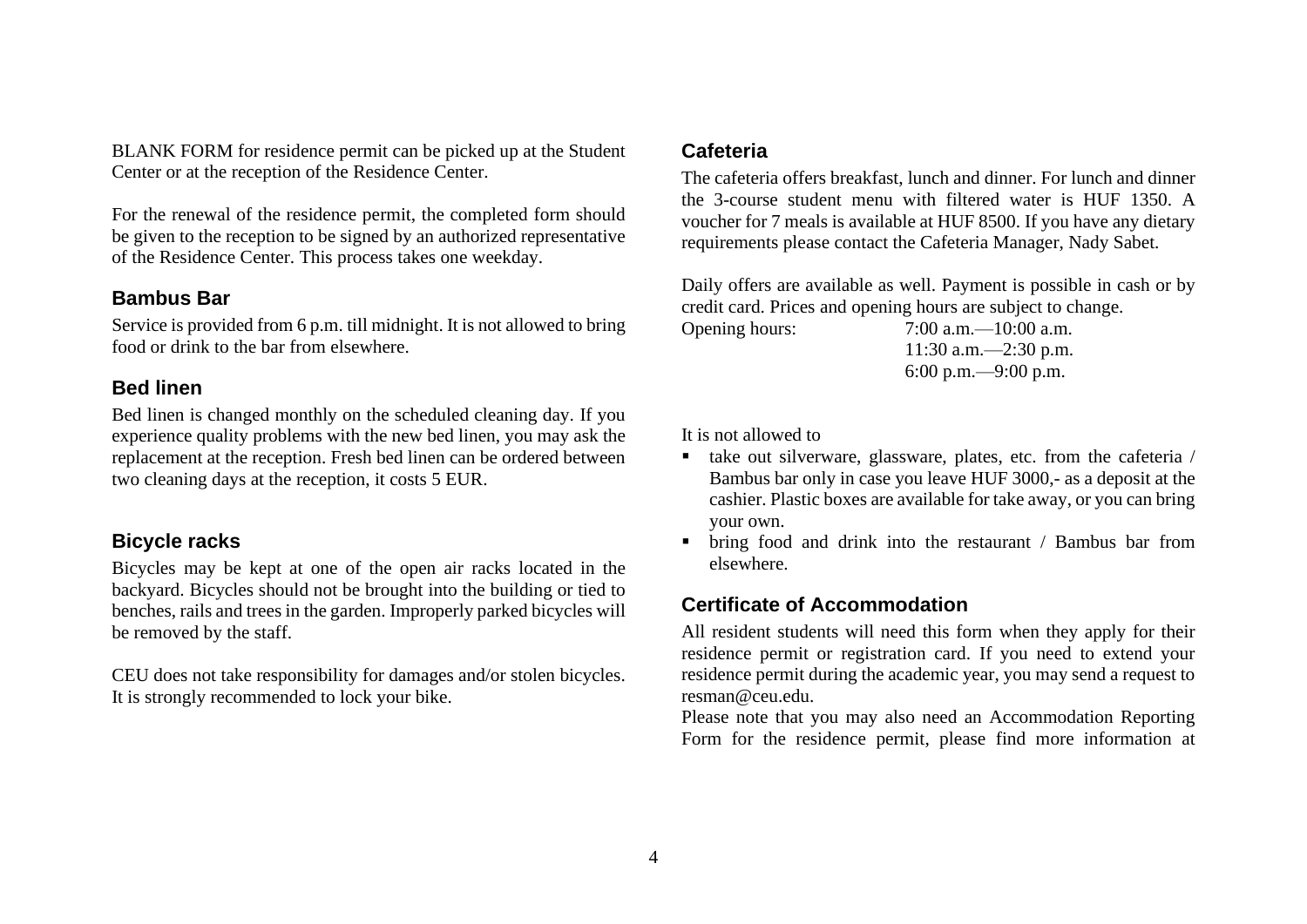BLANK FORM for residence permit can be picked up at the Student Center or at the reception of the Residence Center.

For the renewal of the residence permit, the completed form should be given to the reception to be signed by an authorized representative of the Residence Center. This process takes one weekday.

## Bambus Bar

Service is provided from 6 p.m. till midnight. It is not allowed to bring food or drink to the bar from elsewhere.

## Bed linen

Bed linen is changed monthly on the scheduled cleaning day. If you experience quality problems with the new bed linen, you may ask the replacement at the reception. Fresh bed linen can be ordered between two cleaning days at the reception, it costs 5 EUR.

## Bicycle racks

Bicycles may be kept at one of the open air racks located in the backyard. Bicycles should not be brought into the building or tied to benches, rails and trees in the garden. Improperly parked bicycles will be removed by the staff.

CEU does not take responsibility for damages and/or stolen bicycles. It is strongly recommended to lock your bike.

## Cafeteria

The cafeteria offers breakfast, lunch and dinner. For lunch and dinner the 3-course student menu with filtered water is HUF 1350. A voucher for 7 meals is available at HUF 8500. If you have any dietary requirements please contact the Cafeteria Manager, Nady Sabet.

Daily offers are available as well. Payment is possible in cash or by credit card. Prices and opening hours are subject to change.

Opening hours:
7:00 a.m.—10:00 a.m.
11:30 a.m.—2:30 p.m.
6:00 p.m.—9:00 p.m.

It is not allowed to

- take out silverware, glassware, plates, etc. from the cafeteria / Bambus bar only in case you leave HUF 3000,- as a deposit at the cashier. Plastic boxes are available for take away, or you can bring your own.
- bring food and drink into the restaurant / Bambus bar from elsewhere.

## Certificate of Accommodation

All resident students will need this form when they apply for their residence permit or registration card. If you need to extend your residence permit during the academic year, you may send a request to resman@ceu.edu.

Please note that you may also need an Accommodation Reporting Form for the residence permit, please find more information at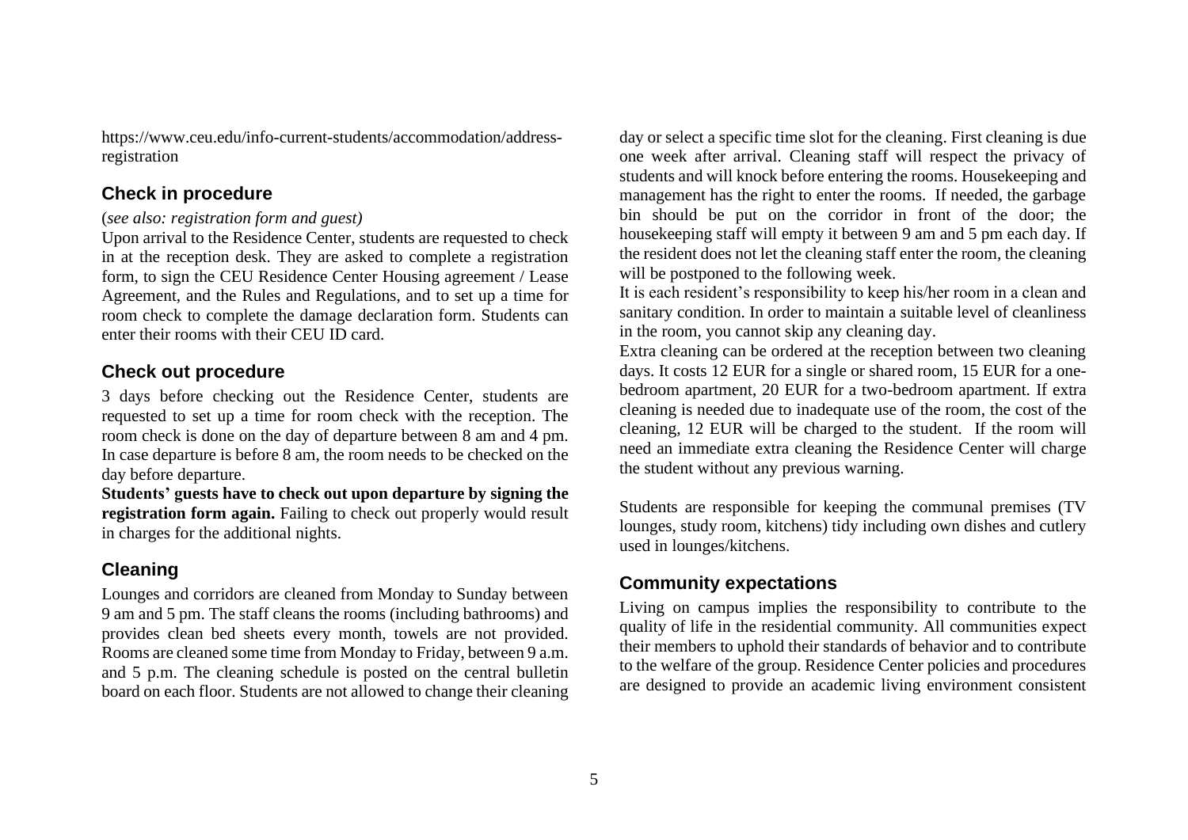https://www.ceu.edu/info-current-students/accommodation/address-registration

## Check in procedure

(*see also: registration form and guest)*

Upon arrival to the Residence Center, students are requested to check in at the reception desk. They are asked to complete a registration form, to sign the CEU Residence Center Housing agreement / Lease Agreement, and the Rules and Regulations, and to set up a time for room check to complete the damage declaration form. Students can enter their rooms with their CEU ID card.

## Check out procedure

3 days before checking out the Residence Center, students are requested to set up a time for room check with the reception. The room check is done on the day of departure between 8 am and 4 pm. In case departure is before 8 am, the room needs to be checked on the day before departure.

**Students' guests have to check out upon departure by signing the registration form again.** Failing to check out properly would result in charges for the additional nights.

## Cleaning

Lounges and corridors are cleaned from Monday to Sunday between 9 am and 5 pm. The staff cleans the rooms (including bathrooms) and provides clean bed sheets every month, towels are not provided. Rooms are cleaned some time from Monday to Friday, between 9 a.m. and 5 p.m. The cleaning schedule is posted on the central bulletin board on each floor. Students are not allowed to change their cleaning day or select a specific time slot for the cleaning. First cleaning is due one week after arrival. Cleaning staff will respect the privacy of students and will knock before entering the rooms. Housekeeping and management has the right to enter the rooms. If needed, the garbage bin should be put on the corridor in front of the door; the housekeeping staff will empty it between 9 am and 5 pm each day. If the resident does not let the cleaning staff enter the room, the cleaning will be postponed to the following week.

It is each resident's responsibility to keep his/her room in a clean and sanitary condition. In order to maintain a suitable level of cleanliness in the room, you cannot skip any cleaning day.

Extra cleaning can be ordered at the reception between two cleaning days. It costs 12 EUR for a single or shared room, 15 EUR for a one-bedroom apartment, 20 EUR for a two-bedroom apartment. If extra cleaning is needed due to inadequate use of the room, the cost of the cleaning, 12 EUR will be charged to the student. If the room will need an immediate extra cleaning the Residence Center will charge the student without any previous warning.

Students are responsible for keeping the communal premises (TV lounges, study room, kitchens) tidy including own dishes and cutlery used in lounges/kitchens.

## Community expectations

Living on campus implies the responsibility to contribute to the quality of life in the residential community. All communities expect their members to uphold their standards of behavior and to contribute to the welfare of the group. Residence Center policies and procedures are designed to provide an academic living environment consistent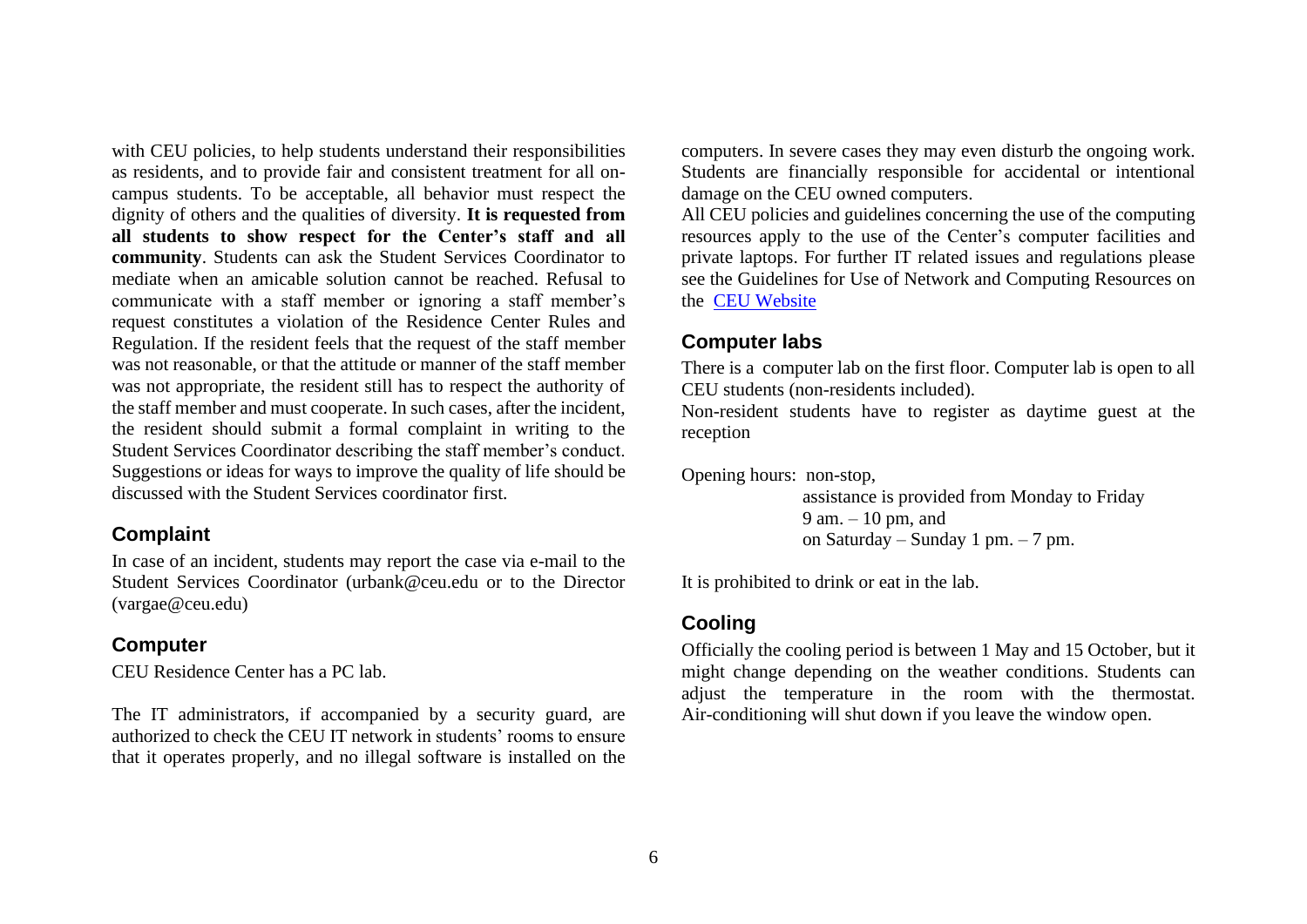with CEU policies, to help students understand their responsibilities as residents, and to provide fair and consistent treatment for all on-campus students. To be acceptable, all behavior must respect the dignity of others and the qualities of diversity. **It is requested from all students to show respect for the Center's staff and all community**. Students can ask the Student Services Coordinator to mediate when an amicable solution cannot be reached. Refusal to communicate with a staff member or ignoring a staff member's request constitutes a violation of the Residence Center Rules and Regulation. If the resident feels that the request of the staff member was not reasonable, or that the attitude or manner of the staff member was not appropriate, the resident still has to respect the authority of the staff member and must cooperate. In such cases, after the incident, the resident should submit a formal complaint in writing to the Student Services Coordinator describing the staff member's conduct. Suggestions or ideas for ways to improve the quality of life should be discussed with the Student Services coordinator first.

## Complaint

In case of an incident, students may report the case via e-mail to the Student Services Coordinator (urbank@ceu.edu or to the Director (vargae@ceu.edu)

## Computer

CEU Residence Center has a PC lab.

The IT administrators, if accompanied by a security guard, are authorized to check the CEU IT network in students' rooms to ensure that it operates properly, and no illegal software is installed on the computers. In severe cases they may even disturb the ongoing work. Students are financially responsible for accidental or intentional damage on the CEU owned computers.

All CEU policies and guidelines concerning the use of the computing resources apply to the use of the Center's computer facilities and private laptops. For further IT related issues and regulations please see the Guidelines for Use of Network and Computing Resources on the [CEU Website]

## Computer labs

There is a computer lab on the first floor. Computer lab is open to all CEU students (non-residents included).

Non-resident students have to register as daytime guest at the reception

Opening hours: non-stop,
assistance is provided from Monday to Friday
9 am. – 10 pm, and
on Saturday – Sunday 1 pm. – 7 pm.

It is prohibited to drink or eat in the lab.

## Cooling

Officially the cooling period is between 1 May and 15 October, but it might change depending on the weather conditions. Students can adjust the temperature in the room with the thermostat. Air-conditioning will shut down if you leave the window open.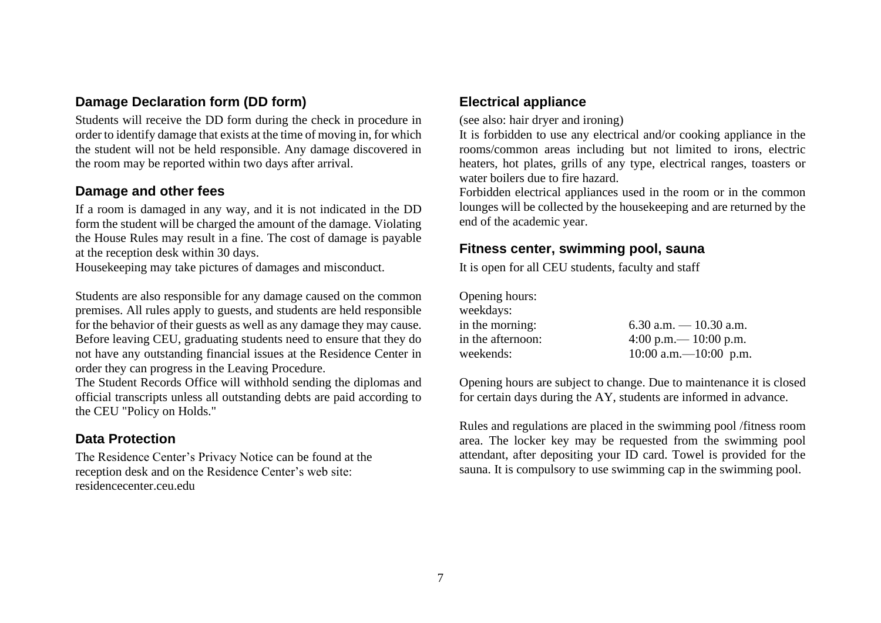## Damage Declaration form (DD form)

Students will receive the DD form during the check in procedure in order to identify damage that exists at the time of moving in, for which the student will not be held responsible. Any damage discovered in the room may be reported within two days after arrival.

## Damage and other fees

If a room is damaged in any way, and it is not indicated in the DD form the student will be charged the amount of the damage. Violating the House Rules may result in a fine. The cost of damage is payable at the reception desk within 30 days.
Housekeeping may take pictures of damages and misconduct.

Students are also responsible for any damage caused on the common premises. All rules apply to guests, and students are held responsible for the behavior of their guests as well as any damage they may cause. Before leaving CEU, graduating students need to ensure that they do not have any outstanding financial issues at the Residence Center in order they can progress in the Leaving Procedure.
The Student Records Office will withhold sending the diplomas and official transcripts unless all outstanding debts are paid according to the CEU "Policy on Holds."

## Data Protection

The Residence Center's Privacy Notice can be found at the reception desk and on the Residence Center's web site: residencecenter.ceu.edu

## Electrical appliance

(see also: hair dryer and ironing)
It is forbidden to use any electrical and/or cooking appliance in the rooms/common areas including but not limited to irons, electric heaters, hot plates, grills of any type, electrical ranges, toasters or water boilers due to fire hazard.
Forbidden electrical appliances used in the room or in the common lounges will be collected by the housekeeping and are returned by the end of the academic year.

## Fitness center, swimming pool, sauna

It is open for all CEU students, faculty and staff

Opening hours:
weekdays:

| | |
|---|---|
| in the morning: | 6.30 a.m. — 10.30 a.m. |
| in the afternoon: | 4:00 p.m.— 10:00 p.m. |
| weekends: | 10:00 a.m.—10:00 p.m. |

Opening hours are subject to change. Due to maintenance it is closed for certain days during the AY, students are informed in advance.

Rules and regulations are placed in the swimming pool /fitness room area. The locker key may be requested from the swimming pool attendant, after depositing your ID card. Towel is provided for the sauna. It is compulsory to use swimming cap in the swimming pool.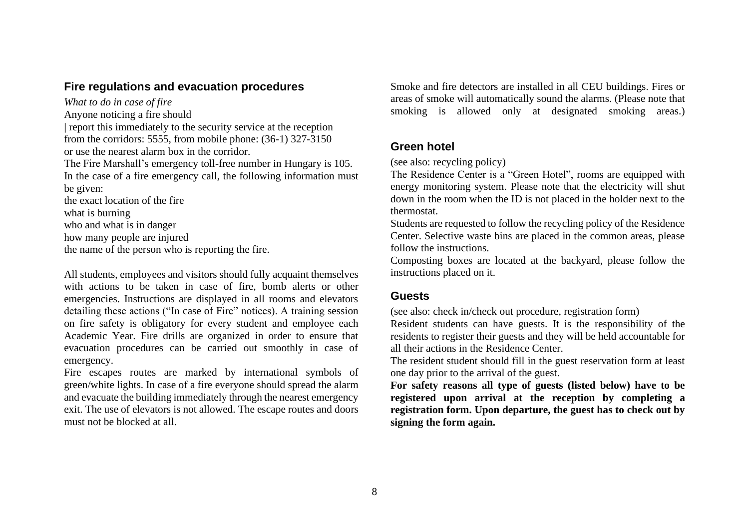## Fire regulations and evacuation procedures

*What to do in case of fire*

Anyone noticing a fire should

| report this immediately to the security service at the reception from the corridors: 5555, from mobile phone: (36-1) 327-3150 or use the nearest alarm box in the corridor.

The Fire Marshall's emergency toll-free number in Hungary is 105.

In the case of a fire emergency call, the following information must be given:

the exact location of the fire
what is burning
who and what is in danger
how many people are injured
the name of the person who is reporting the fire.

All students, employees and visitors should fully acquaint themselves with actions to be taken in case of fire, bomb alerts or other emergencies. Instructions are displayed in all rooms and elevators detailing these actions ("In case of Fire" notices). A training session on fire safety is obligatory for every student and employee each Academic Year. Fire drills are organized in order to ensure that evacuation procedures can be carried out smoothly in case of emergency.

Fire escapes routes are marked by international symbols of green/white lights. In case of a fire everyone should spread the alarm and evacuate the building immediately through the nearest emergency exit. The use of elevators is not allowed. The escape routes and doors must not be blocked at all.

Smoke and fire detectors are installed in all CEU buildings. Fires or areas of smoke will automatically sound the alarms. (Please note that smoking is allowed only at designated smoking areas.)

## Green hotel

(see also: recycling policy)

The Residence Center is a "Green Hotel", rooms are equipped with energy monitoring system. Please note that the electricity will shut down in the room when the ID is not placed in the holder next to the thermostat.

Students are requested to follow the recycling policy of the Residence Center. Selective waste bins are placed in the common areas, please follow the instructions.

Composting boxes are located at the backyard, please follow the instructions placed on it.

## Guests

(see also: check in/check out procedure, registration form)

Resident students can have guests. It is the responsibility of the residents to register their guests and they will be held accountable for all their actions in the Residence Center.

The resident student should fill in the guest reservation form at least one day prior to the arrival of the guest.

**For safety reasons all type of guests (listed below) have to be registered upon arrival at the reception by completing a registration form. Upon departure, the guest has to check out by signing the form again.**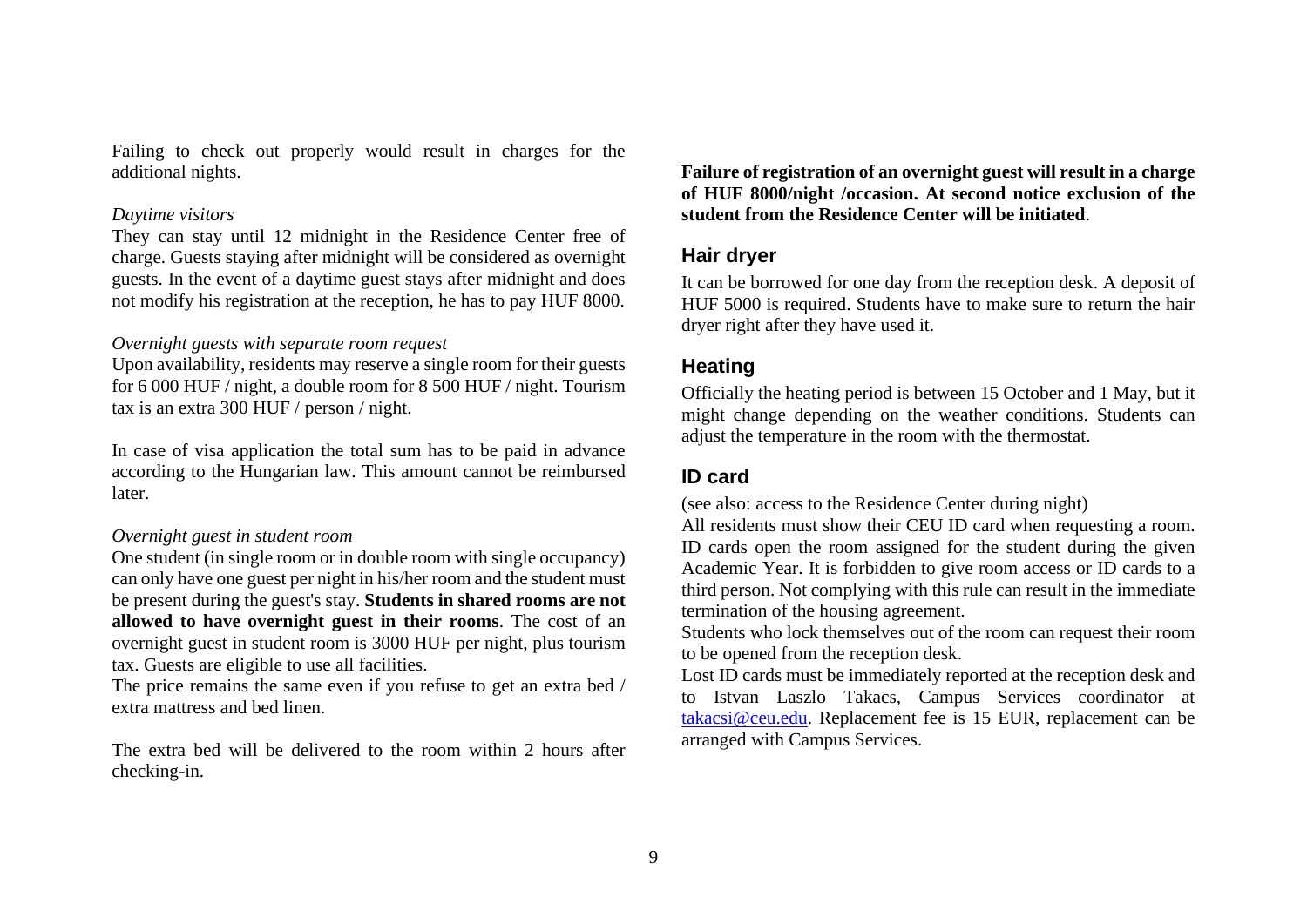Failing to check out properly would result in charges for the additional nights.

*Daytime visitors*

They can stay until 12 midnight in the Residence Center free of charge. Guests staying after midnight will be considered as overnight guests. In the event of a daytime guest stays after midnight and does not modify his registration at the reception, he has to pay HUF 8000.

*Overnight guests with separate room request*

Upon availability, residents may reserve a single room for their guests for 6 000 HUF / night, a double room for 8 500 HUF / night. Tourism tax is an extra 300 HUF / person / night.

In case of visa application the total sum has to be paid in advance according to the Hungarian law. This amount cannot be reimbursed later.

*Overnight guest in student room*

One student (in single room or in double room with single occupancy) can only have one guest per night in his/her room and the student must be present during the guest's stay. **Students in shared rooms are not allowed to have overnight guest in their rooms**. The cost of an overnight guest in student room is 3000 HUF per night, plus tourism tax. Guests are eligible to use all facilities.

The price remains the same even if you refuse to get an extra bed / extra mattress and bed linen.

The extra bed will be delivered to the room within 2 hours after checking-in.

**Failure of registration of an overnight guest will result in a charge of HUF 8000/night /occasion. At second notice exclusion of the student from the Residence Center will be initiated**.

## Hair dryer

It can be borrowed for one day from the reception desk. A deposit of HUF 5000 is required. Students have to make sure to return the hair dryer right after they have used it.

## Heating

Officially the heating period is between 15 October and 1 May, but it might change depending on the weather conditions. Students can adjust the temperature in the room with the thermostat.

## ID card

(see also: access to the Residence Center during night)

All residents must show their CEU ID card when requesting a room. ID cards open the room assigned for the student during the given Academic Year. It is forbidden to give room access or ID cards to a third person. Not complying with this rule can result in the immediate termination of the housing agreement.

Students who lock themselves out of the room can request their room to be opened from the reception desk.

Lost ID cards must be immediately reported at the reception desk and to Istvan Laszlo Takacs, Campus Services coordinator at takacsi@ceu.edu. Replacement fee is 15 EUR, replacement can be arranged with Campus Services.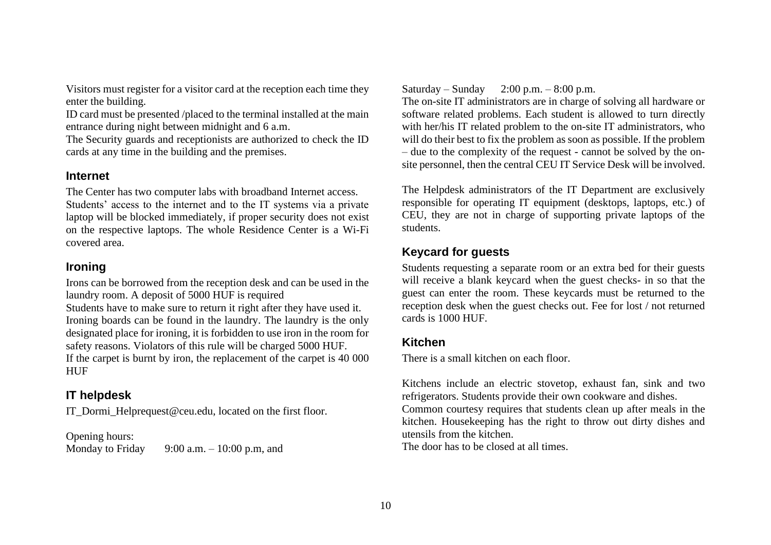Visitors must register for a visitor card at the reception each time they enter the building.

ID card must be presented /placed to the terminal installed at the main entrance during night between midnight and 6 a.m.

The Security guards and receptionists are authorized to check the ID cards at any time in the building and the premises.

### Internet

The Center has two computer labs with broadband Internet access.

Students' access to the internet and to the IT systems via a private laptop will be blocked immediately, if proper security does not exist on the respective laptops. The whole Residence Center is a Wi-Fi covered area.

### Ironing

Irons can be borrowed from the reception desk and can be used in the laundry room. A deposit of 5000 HUF is required

Students have to make sure to return it right after they have used it.

Ironing boards can be found in the laundry. The laundry is the only designated place for ironing, it is forbidden to use iron in the room for safety reasons. Violators of this rule will be charged 5000 HUF.

If the carpet is burnt by iron, the replacement of the carpet is 40 000 HUF

### IT helpdesk

IT_Dormi_Helprequest@ceu.edu, located on the first floor.

Opening hours:

Monday to Friday 9:00 a.m. – 10:00 p.m, and

Saturday – Sunday 2:00 p.m. – 8:00 p.m.

The on-site IT administrators are in charge of solving all hardware or software related problems. Each student is allowed to turn directly with her/his IT related problem to the on-site IT administrators, who will do their best to fix the problem as soon as possible. If the problem – due to the complexity of the request - cannot be solved by the on-site personnel, then the central CEU IT Service Desk will be involved.

The Helpdesk administrators of the IT Department are exclusively responsible for operating IT equipment (desktops, laptops, etc.) of CEU, they are not in charge of supporting private laptops of the students.

### Keycard for guests

Students requesting a separate room or an extra bed for their guests will receive a blank keycard when the guest checks- in so that the guest can enter the room. These keycards must be returned to the reception desk when the guest checks out. Fee for lost / not returned cards is 1000 HUF.

### Kitchen

There is a small kitchen on each floor.

Kitchens include an electric stovetop, exhaust fan, sink and two refrigerators. Students provide their own cookware and dishes.

Common courtesy requires that students clean up after meals in the kitchen. Housekeeping has the right to throw out dirty dishes and utensils from the kitchen.

The door has to be closed at all times.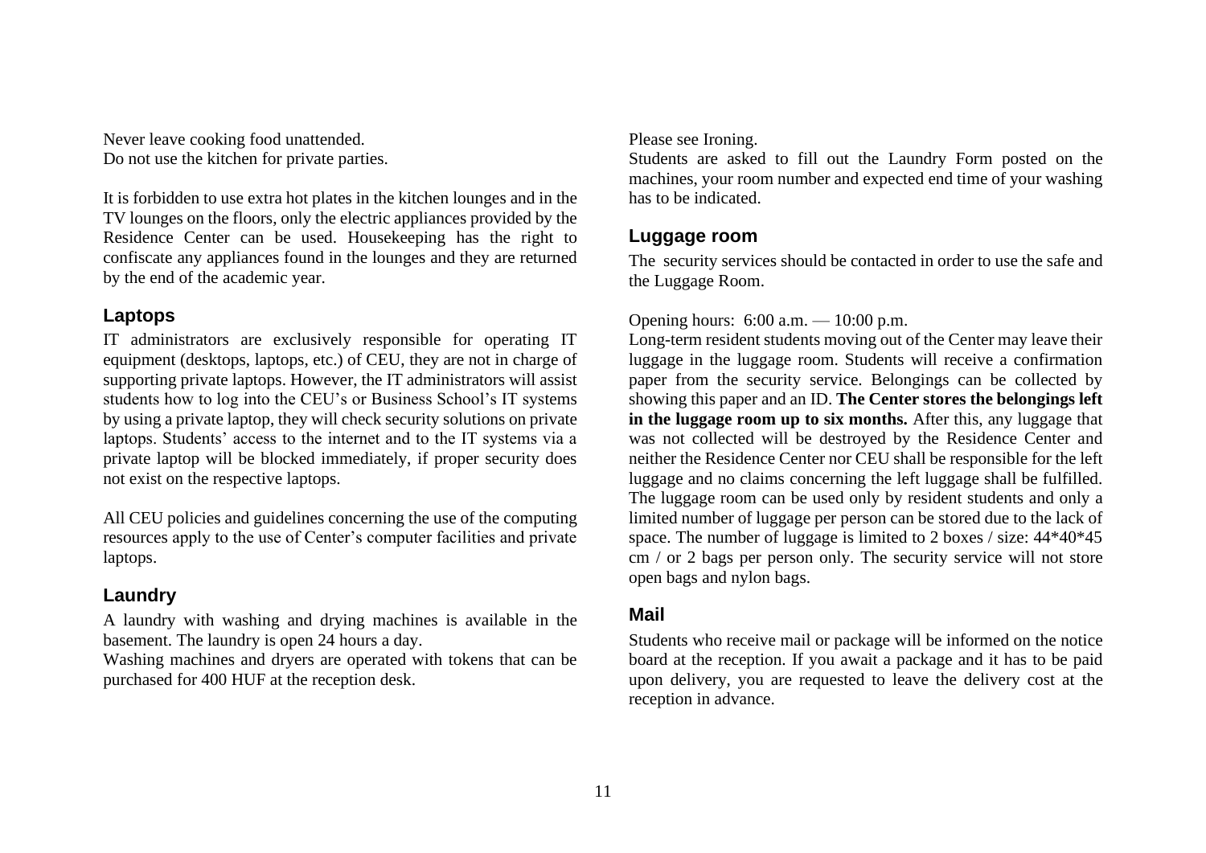Never leave cooking food unattended.
Do not use the kitchen for private parties.

It is forbidden to use extra hot plates in the kitchen lounges and in the TV lounges on the floors, only the electric appliances provided by the Residence Center can be used. Housekeeping has the right to confiscate any appliances found in the lounges and they are returned by the end of the academic year.

## Laptops

IT administrators are exclusively responsible for operating IT equipment (desktops, laptops, etc.) of CEU, they are not in charge of supporting private laptops. However, the IT administrators will assist students how to log into the CEU's or Business School's IT systems by using a private laptop, they will check security solutions on private laptops. Students' access to the internet and to the IT systems via a private laptop will be blocked immediately, if proper security does not exist on the respective laptops.

All CEU policies and guidelines concerning the use of the computing resources apply to the use of Center's computer facilities and private laptops.

## Laundry

A laundry with washing and drying machines is available in the basement. The laundry is open 24 hours a day.
Washing machines and dryers are operated with tokens that can be purchased for 400 HUF at the reception desk.

Please see Ironing.
Students are asked to fill out the Laundry Form posted on the machines, your room number and expected end time of your washing has to be indicated.

## Luggage room

The security services should be contacted in order to use the safe and the Luggage Room.

Opening hours: 6:00 a.m. — 10:00 p.m.
Long-term resident students moving out of the Center may leave their luggage in the luggage room. Students will receive a confirmation paper from the security service. Belongings can be collected by showing this paper and an ID. **The Center stores the belongings left in the luggage room up to six months.** After this, any luggage that was not collected will be destroyed by the Residence Center and neither the Residence Center nor CEU shall be responsible for the left luggage and no claims concerning the left luggage shall be fulfilled. The luggage room can be used only by resident students and only a limited number of luggage per person can be stored due to the lack of space. The number of luggage is limited to 2 boxes / size: 44*40*45 cm / or 2 bags per person only. The security service will not store open bags and nylon bags.

## Mail

Students who receive mail or package will be informed on the notice board at the reception. If you await a package and it has to be paid upon delivery, you are requested to leave the delivery cost at the reception in advance.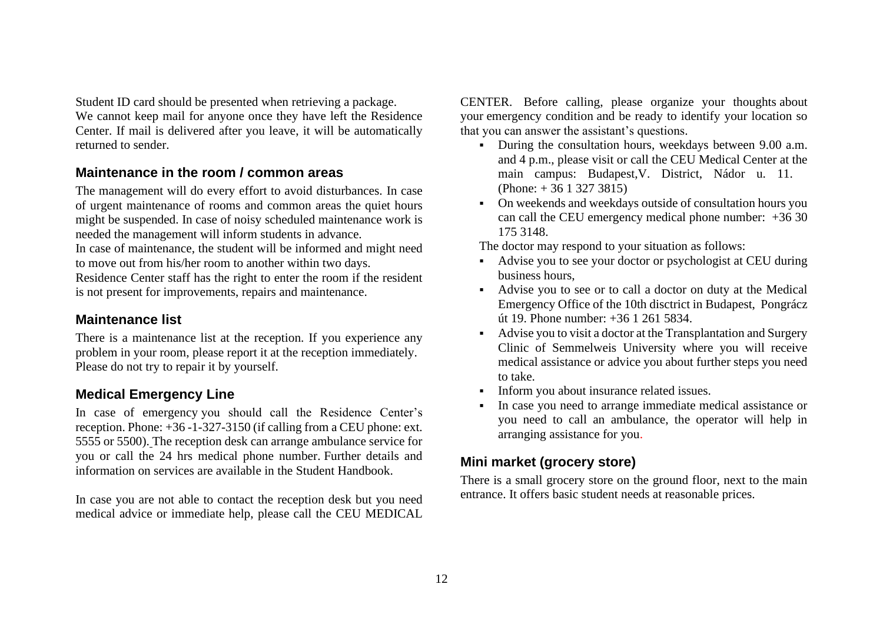Student ID card should be presented when retrieving a package.
We cannot keep mail for anyone once they have left the Residence Center. If mail is delivered after you leave, it will be automatically returned to sender.

### Maintenance in the room / common areas

The management will do every effort to avoid disturbances. In case of urgent maintenance of rooms and common areas the quiet hours might be suspended. In case of noisy scheduled maintenance work is needed the management will inform students in advance.
In case of maintenance, the student will be informed and might need to move out from his/her room to another within two days.
Residence Center staff has the right to enter the room if the resident is not present for improvements, repairs and maintenance.

### Maintenance list

There is a maintenance list at the reception. If you experience any problem in your room, please report it at the reception immediately.
Please do not try to repair it by yourself.

### Medical Emergency Line

In case of emergency you should call the Residence Center's reception. Phone: +36 -1-327-3150 (if calling from a CEU phone: ext. 5555 or 5500). The reception desk can arrange ambulance service for you or call the 24 hrs medical phone number. Further details and information on services are available in the Student Handbook.

In case you are not able to contact the reception desk but you need medical advice or immediate help, please call the CEU MEDICAL CENTER. Before calling, please organize your thoughts about your emergency condition and be ready to identify your location so that you can answer the assistant's questions.

- During the consultation hours, weekdays between 9.00 a.m. and 4 p.m., please visit or call the CEU Medical Center at the main campus: Budapest,V. District, Nádor u. 11. (Phone: + 36 1 327 3815)
- On weekends and weekdays outside of consultation hours you can call the CEU emergency medical phone number: +36 30 175 3148.

The doctor may respond to your situation as follows:

- Advise you to see your doctor or psychologist at CEU during business hours,
- Advise you to see or to call a doctor on duty at the Medical Emergency Office of the 10th disctrict in Budapest, Pongrácz út 19. Phone number: +36 1 261 5834.
- Advise you to visit a doctor at the Transplantation and Surgery Clinic of Semmelweis University where you will receive medical assistance or advice you about further steps you need to take.
- Inform you about insurance related issues.
- In case you need to arrange immediate medical assistance or you need to call an ambulance, the operator will help in arranging assistance for you.

### Mini market (grocery store)

There is a small grocery store on the ground floor, next to the main entrance. It offers basic student needs at reasonable prices.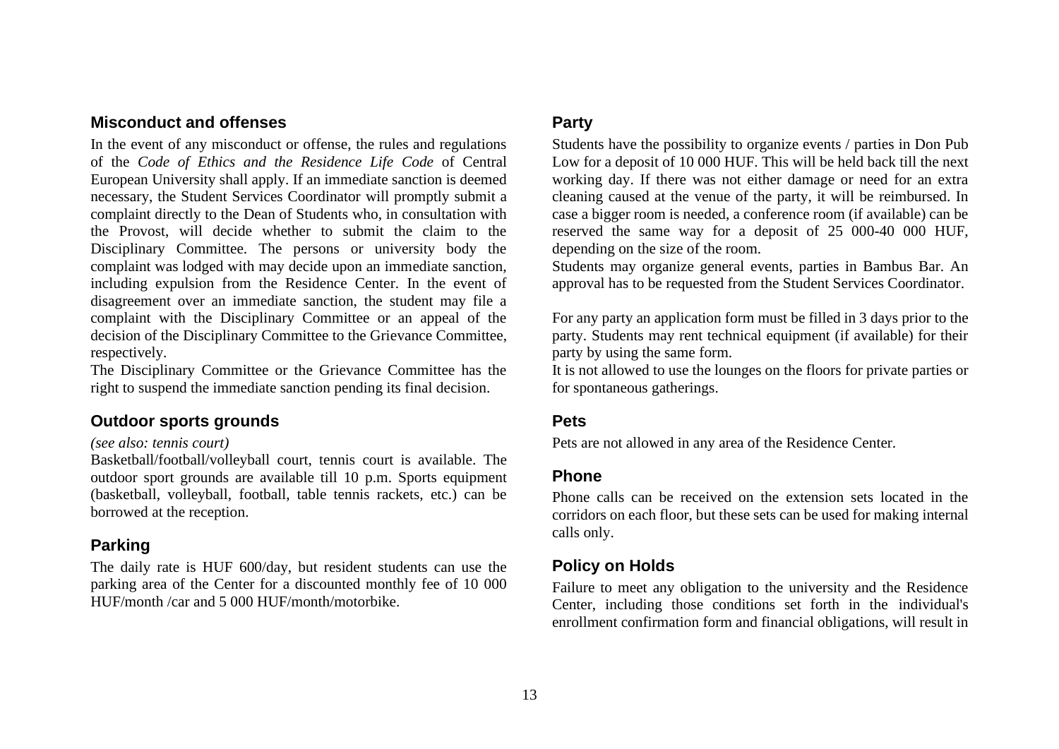## Misconduct and offenses

In the event of any misconduct or offense, the rules and regulations of the *Code of Ethics and the Residence Life Code* of Central European University shall apply. If an immediate sanction is deemed necessary, the Student Services Coordinator will promptly submit a complaint directly to the Dean of Students who, in consultation with the Provost, will decide whether to submit the claim to the Disciplinary Committee. The persons or university body the complaint was lodged with may decide upon an immediate sanction, including expulsion from the Residence Center. In the event of disagreement over an immediate sanction, the student may file a complaint with the Disciplinary Committee or an appeal of the decision of the Disciplinary Committee to the Grievance Committee, respectively.

The Disciplinary Committee or the Grievance Committee has the right to suspend the immediate sanction pending its final decision.

## Outdoor sports grounds

*(see also: tennis court)*

Basketball/football/volleyball court, tennis court is available. The outdoor sport grounds are available till 10 p.m. Sports equipment (basketball, volleyball, football, table tennis rackets, etc.) can be borrowed at the reception.

## Parking

The daily rate is HUF 600/day, but resident students can use the parking area of the Center for a discounted monthly fee of 10 000 HUF/month /car and 5 000 HUF/month/motorbike.

## Party

Students have the possibility to organize events / parties in Don Pub Low for a deposit of 10 000 HUF. This will be held back till the next working day. If there was not either damage or need for an extra cleaning caused at the venue of the party, it will be reimbursed. In case a bigger room is needed, a conference room (if available) can be reserved the same way for a deposit of 25 000-40 000 HUF, depending on the size of the room.

Students may organize general events, parties in Bambus Bar. An approval has to be requested from the Student Services Coordinator.

For any party an application form must be filled in 3 days prior to the party. Students may rent technical equipment (if available) for their party by using the same form.

It is not allowed to use the lounges on the floors for private parties or for spontaneous gatherings.

## Pets

Pets are not allowed in any area of the Residence Center.

## Phone

Phone calls can be received on the extension sets located in the corridors on each floor, but these sets can be used for making internal calls only.

## Policy on Holds

Failure to meet any obligation to the university and the Residence Center, including those conditions set forth in the individual's enrollment confirmation form and financial obligations, will result in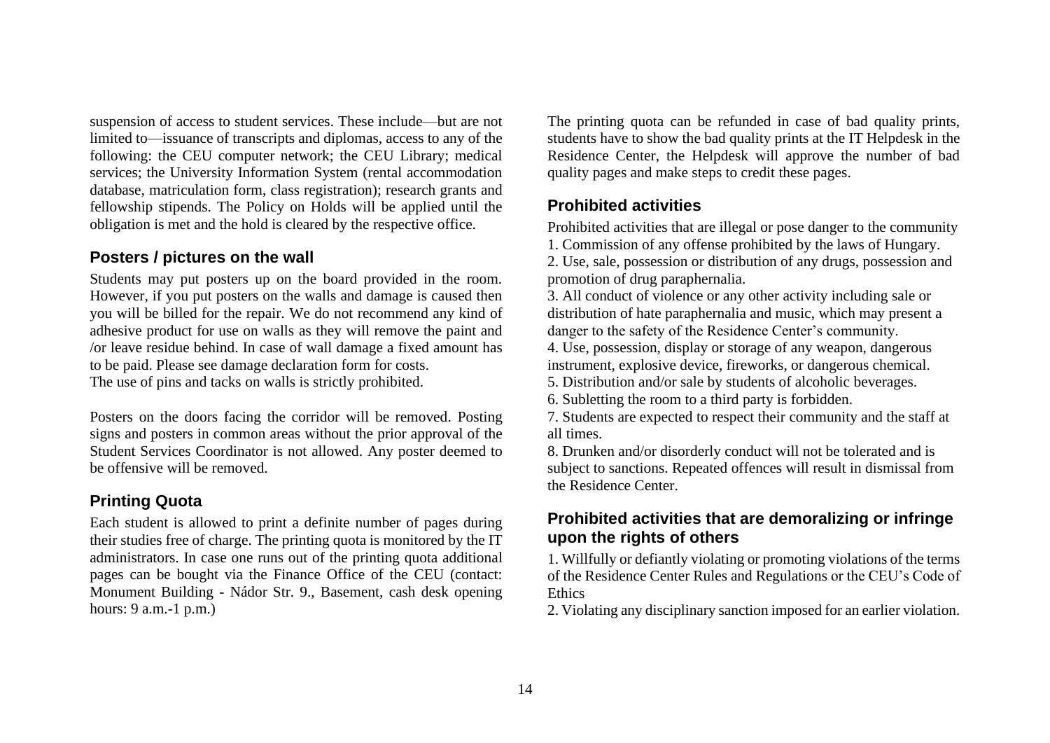suspension of access to student services. These include—but are not limited to—issuance of transcripts and diplomas, access to any of the following: the CEU computer network; the CEU Library; medical services; the University Information System (rental accommodation database, matriculation form, class registration); research grants and fellowship stipends. The Policy on Holds will be applied until the obligation is met and the hold is cleared by the respective office.

### Posters / pictures on the wall

Students may put posters up on the board provided in the room. However, if you put posters on the walls and damage is caused then you will be billed for the repair. We do not recommend any kind of adhesive product for use on walls as they will remove the paint and /or leave residue behind. In case of wall damage a fixed amount has to be paid. Please see damage declaration form for costs.
The use of pins and tacks on walls is strictly prohibited.

Posters on the doors facing the corridor will be removed. Posting signs and posters in common areas without the prior approval of the Student Services Coordinator is not allowed. Any poster deemed to be offensive will be removed.

### Printing Quota

Each student is allowed to print a definite number of pages during their studies free of charge. The printing quota is monitored by the IT administrators. In case one runs out of the printing quota additional pages can be bought via the Finance Office of the CEU (contact: Monument Building - Nádor Str. 9., Basement, cash desk opening hours: 9 a.m.-1 p.m.)

The printing quota can be refunded in case of bad quality prints, students have to show the bad quality prints at the IT Helpdesk in the Residence Center, the Helpdesk will approve the number of bad quality pages and make steps to credit these pages.

### Prohibited activities

Prohibited activities that are illegal or pose danger to the community

1. Commission of any offense prohibited by the laws of Hungary.
2. Use, sale, possession or distribution of any drugs, possession and promotion of drug paraphernalia.
3. All conduct of violence or any other activity including sale or distribution of hate paraphernalia and music, which may present a danger to the safety of the Residence Center's community.
4. Use, possession, display or storage of any weapon, dangerous instrument, explosive device, fireworks, or dangerous chemical.
5. Distribution and/or sale by students of alcoholic beverages.
6. Subletting the room to a third party is forbidden.
7. Students are expected to respect their community and the staff at all times.
8. Drunken and/or disorderly conduct will not be tolerated and is subject to sanctions. Repeated offences will result in dismissal from the Residence Center.

### Prohibited activities that are demoralizing or infringe upon the rights of others

1. Willfully or defiantly violating or promoting violations of the terms of the Residence Center Rules and Regulations or the CEU's Code of Ethics
2. Violating any disciplinary sanction imposed for an earlier violation.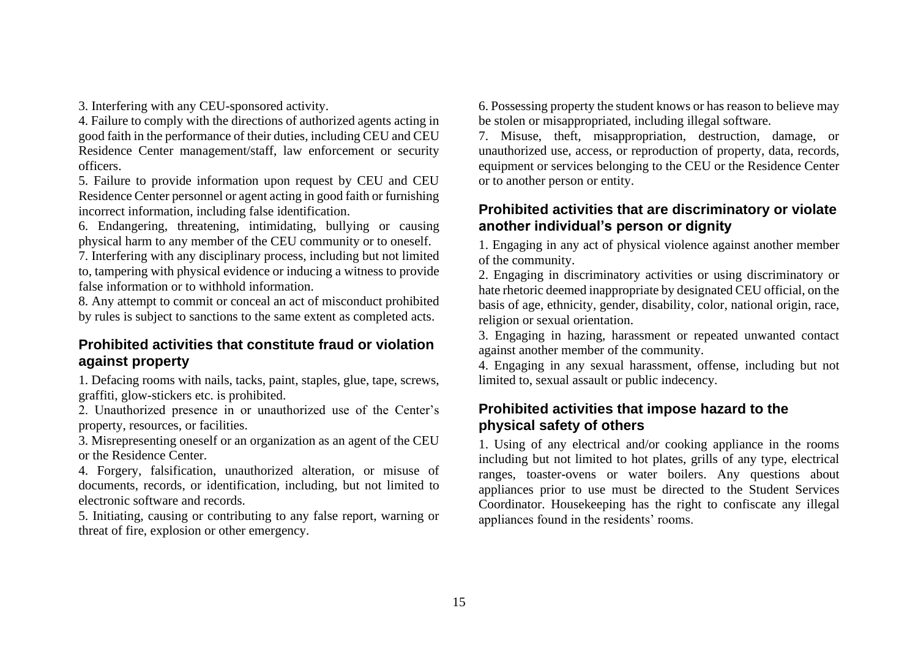3. Interfering with any CEU-sponsored activity.

4. Failure to comply with the directions of authorized agents acting in good faith in the performance of their duties, including CEU and CEU Residence Center management/staff, law enforcement or security officers.

5. Failure to provide information upon request by CEU and CEU Residence Center personnel or agent acting in good faith or furnishing incorrect information, including false identification.

6. Endangering, threatening, intimidating, bullying or causing physical harm to any member of the CEU community or to oneself.

7. Interfering with any disciplinary process, including but not limited to, tampering with physical evidence or inducing a witness to provide false information or to withhold information.

8. Any attempt to commit or conceal an act of misconduct prohibited by rules is subject to sanctions to the same extent as completed acts.

## Prohibited activities that constitute fraud or violation against property

1. Defacing rooms with nails, tacks, paint, staples, glue, tape, screws, graffiti, glow-stickers etc. is prohibited.

2. Unauthorized presence in or unauthorized use of the Center's property, resources, or facilities.

3. Misrepresenting oneself or an organization as an agent of the CEU or the Residence Center.

4. Forgery, falsification, unauthorized alteration, or misuse of documents, records, or identification, including, but not limited to electronic software and records.

5. Initiating, causing or contributing to any false report, warning or threat of fire, explosion or other emergency.

6. Possessing property the student knows or has reason to believe may be stolen or misappropriated, including illegal software.

7. Misuse, theft, misappropriation, destruction, damage, or unauthorized use, access, or reproduction of property, data, records, equipment or services belonging to the CEU or the Residence Center or to another person or entity.

## Prohibited activities that are discriminatory or violate another individual's person or dignity

1. Engaging in any act of physical violence against another member of the community.

2. Engaging in discriminatory activities or using discriminatory or hate rhetoric deemed inappropriate by designated CEU official, on the basis of age, ethnicity, gender, disability, color, national origin, race, religion or sexual orientation.

3. Engaging in hazing, harassment or repeated unwanted contact against another member of the community.

4. Engaging in any sexual harassment, offense, including but not limited to, sexual assault or public indecency.

## Prohibited activities that impose hazard to the physical safety of others

1. Using of any electrical and/or cooking appliance in the rooms including but not limited to hot plates, grills of any type, electrical ranges, toaster-ovens or water boilers. Any questions about appliances prior to use must be directed to the Student Services Coordinator. Housekeeping has the right to confiscate any illegal appliances found in the residents' rooms.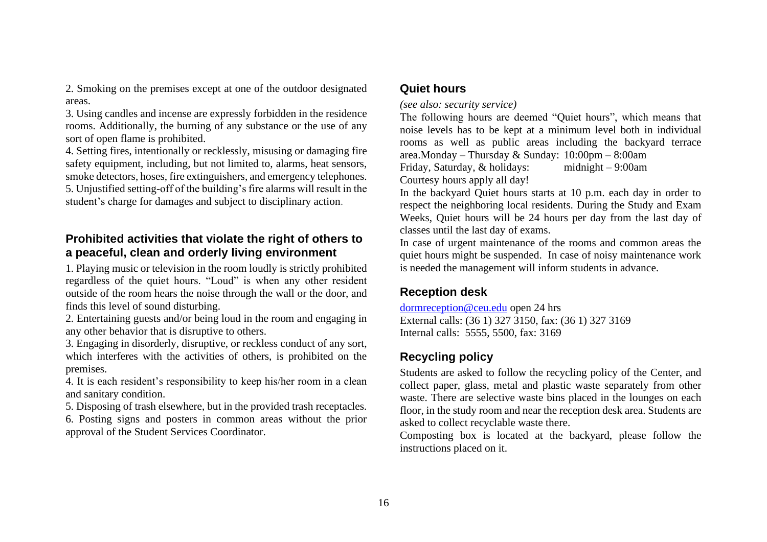2. Smoking on the premises except at one of the outdoor designated areas.

3. Using candles and incense are expressly forbidden in the residence rooms. Additionally, the burning of any substance or the use of any sort of open flame is prohibited.

4. Setting fires, intentionally or recklessly, misusing or damaging fire safety equipment, including, but not limited to, alarms, heat sensors, smoke detectors, hoses, fire extinguishers, and emergency telephones.

5. Unjustified setting-off of the building's fire alarms will result in the student's charge for damages and subject to disciplinary action.

## Prohibited activities that violate the right of others to a peaceful, clean and orderly living environment

1. Playing music or television in the room loudly is strictly prohibited regardless of the quiet hours. "Loud" is when any other resident outside of the room hears the noise through the wall or the door, and finds this level of sound disturbing.

2. Entertaining guests and/or being loud in the room and engaging in any other behavior that is disruptive to others.

3. Engaging in disorderly, disruptive, or reckless conduct of any sort, which interferes with the activities of others, is prohibited on the premises.

4. It is each resident's responsibility to keep his/her room in a clean and sanitary condition.

5. Disposing of trash elsewhere, but in the provided trash receptacles.

6. Posting signs and posters in common areas without the prior approval of the Student Services Coordinator.

## Quiet hours

*(see also: security service)*

The following hours are deemed "Quiet hours", which means that noise levels has to be kept at a minimum level both in individual rooms as well as public areas including the backyard terrace area.Monday – Thursday & Sunday: 10:00pm – 8:00am
Friday, Saturday, & holidays: midnight – 9:00am
Courtesy hours apply all day!

In the backyard Quiet hours starts at 10 p.m. each day in order to respect the neighboring local residents. During the Study and Exam Weeks, Quiet hours will be 24 hours per day from the last day of classes until the last day of exams.

In case of urgent maintenance of the rooms and common areas the quiet hours might be suspended. In case of noisy maintenance work is needed the management will inform students in advance.

## Reception desk

dormreception@ceu.edu open 24 hrs
External calls: (36 1) 327 3150, fax: (36 1) 327 3169
Internal calls: 5555, 5500, fax: 3169

## Recycling policy

Students are asked to follow the recycling policy of the Center, and collect paper, glass, metal and plastic waste separately from other waste. There are selective waste bins placed in the lounges on each floor, in the study room and near the reception desk area. Students are asked to collect recyclable waste there.

Composting box is located at the backyard, please follow the instructions placed on it.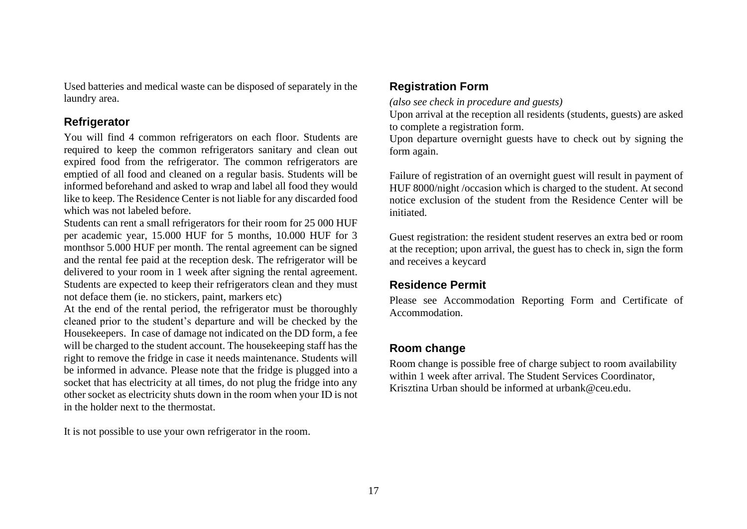Used batteries and medical waste can be disposed of separately in the laundry area.

## Refrigerator

You will find 4 common refrigerators on each floor. Students are required to keep the common refrigerators sanitary and clean out expired food from the refrigerator. The common refrigerators are emptied of all food and cleaned on a regular basis. Students will be informed beforehand and asked to wrap and label all food they would like to keep. The Residence Center is not liable for any discarded food which was not labeled before.

Students can rent a small refrigerators for their room for 25 000 HUF per academic year, 15.000 HUF for 5 months, 10.000 HUF for 3 monthsor 5.000 HUF per month. The rental agreement can be signed and the rental fee paid at the reception desk. The refrigerator will be delivered to your room in 1 week after signing the rental agreement. Students are expected to keep their refrigerators clean and they must not deface them (ie. no stickers, paint, markers etc)

At the end of the rental period, the refrigerator must be thoroughly cleaned prior to the student's departure and will be checked by the Housekeepers. In case of damage not indicated on the DD form, a fee will be charged to the student account. The housekeeping staff has the right to remove the fridge in case it needs maintenance. Students will be informed in advance. Please note that the fridge is plugged into a socket that has electricity at all times, do not plug the fridge into any other socket as electricity shuts down in the room when your ID is not in the holder next to the thermostat.

It is not possible to use your own refrigerator in the room.

## Registration Form

*(also see check in procedure and guests)*

Upon arrival at the reception all residents (students, guests) are asked to complete a registration form.

Upon departure overnight guests have to check out by signing the form again.

Failure of registration of an overnight guest will result in payment of HUF 8000/night /occasion which is charged to the student. At second notice exclusion of the student from the Residence Center will be initiated.

Guest registration: the resident student reserves an extra bed or room at the reception; upon arrival, the guest has to check in, sign the form and receives a keycard

## Residence Permit

Please see Accommodation Reporting Form and Certificate of Accommodation.

## Room change

Room change is possible free of charge subject to room availability within 1 week after arrival. The Student Services Coordinator, Krisztina Urban should be informed at urbank@ceu.edu.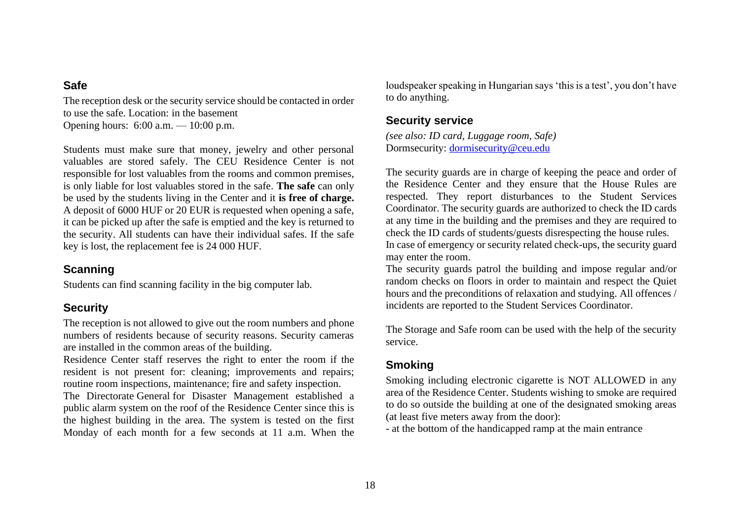## Safe

The reception desk or the security service should be contacted in order to use the safe. Location: in the basement
Opening hours: 6:00 a.m. — 10:00 p.m.

Students must make sure that money, jewelry and other personal valuables are stored safely. The CEU Residence Center is not responsible for lost valuables from the rooms and common premises, is only liable for lost valuables stored in the safe. **The safe** can only be used by the students living in the Center and it **is free of charge.** A deposit of 6000 HUF or 20 EUR is requested when opening a safe, it can be picked up after the safe is emptied and the key is returned to the security. All students can have their individual safes. If the safe key is lost, the replacement fee is 24 000 HUF.

## Scanning

Students can find scanning facility in the big computer lab.

## Security

The reception is not allowed to give out the room numbers and phone numbers of residents because of security reasons. Security cameras are installed in the common areas of the building.
Residence Center staff reserves the right to enter the room if the resident is not present for: cleaning; improvements and repairs; routine room inspections, maintenance; fire and safety inspection.
The Directorate General for Disaster Management established a public alarm system on the roof of the Residence Center since this is the highest building in the area. The system is tested on the first Monday of each month for a few seconds at 11 a.m. When the loudspeaker speaking in Hungarian says 'this is a test', you don't have to do anything.

## Security service

*(see also: ID card, Luggage room, Safe)*
Dormsecurity: dormisecurity@ceu.edu

The security guards are in charge of keeping the peace and order of the Residence Center and they ensure that the House Rules are respected. They report disturbances to the Student Services Coordinator. The security guards are authorized to check the ID cards at any time in the building and the premises and they are required to check the ID cards of students/guests disrespecting the house rules.
In case of emergency or security related check-ups, the security guard may enter the room.
The security guards patrol the building and impose regular and/or random checks on floors in order to maintain and respect the Quiet hours and the preconditions of relaxation and studying. All offences / incidents are reported to the Student Services Coordinator.

The Storage and Safe room can be used with the help of the security service.

## Smoking

Smoking including electronic cigarette is NOT ALLOWED in any area of the Residence Center. Students wishing to smoke are required to do so outside the building at one of the designated smoking areas (at least five meters away from the door):

- at the bottom of the handicapped ramp at the main entrance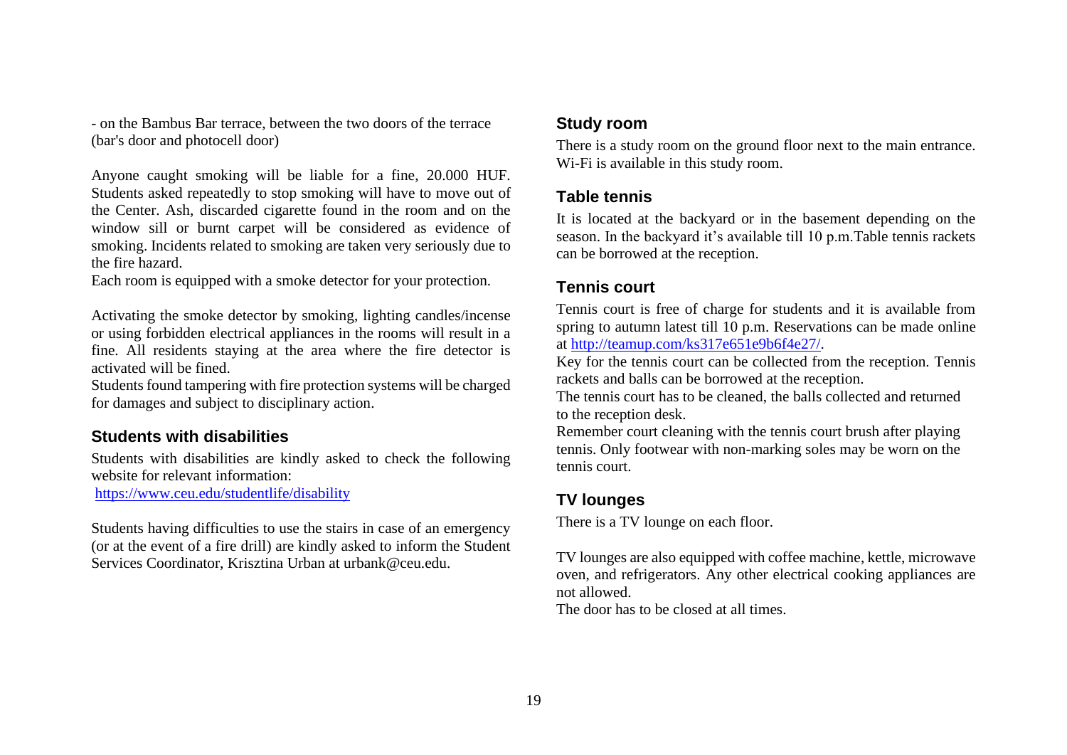- on the Bambus Bar terrace, between the two doors of the terrace (bar's door and photocell door)

Anyone caught smoking will be liable for a fine, 20.000 HUF. Students asked repeatedly to stop smoking will have to move out of the Center. Ash, discarded cigarette found in the room and on the window sill or burnt carpet will be considered as evidence of smoking. Incidents related to smoking are taken very seriously due to the fire hazard.
Each room is equipped with a smoke detector for your protection.

Activating the smoke detector by smoking, lighting candles/incense or using forbidden electrical appliances in the rooms will result in a fine. All residents staying at the area where the fire detector is activated will be fined.
Students found tampering with fire protection systems will be charged for damages and subject to disciplinary action.

### Students with disabilities

Students with disabilities are kindly asked to check the following website for relevant information:
https://www.ceu.edu/studentlife/disability

Students having difficulties to use the stairs in case of an emergency (or at the event of a fire drill) are kindly asked to inform the Student Services Coordinator, Krisztina Urban at urbank@ceu.edu.

### Study room

There is a study room on the ground floor next to the main entrance. Wi-Fi is available in this study room.

### Table tennis

It is located at the backyard or in the basement depending on the season. In the backyard it's available till 10 p.m.Table tennis rackets can be borrowed at the reception.

### Tennis court

Tennis court is free of charge for students and it is available from spring to autumn latest till 10 p.m. Reservations can be made online at http://teamup.com/ks317e651e9b6f4e27/.
Key for the tennis court can be collected from the reception. Tennis rackets and balls can be borrowed at the reception.
The tennis court has to be cleaned, the balls collected and returned to the reception desk.
Remember court cleaning with the tennis court brush after playing tennis. Only footwear with non-marking soles may be worn on the tennis court.

### TV lounges

There is a TV lounge on each floor.

TV lounges are also equipped with coffee machine, kettle, microwave oven, and refrigerators. Any other electrical cooking appliances are not allowed.
The door has to be closed at all times.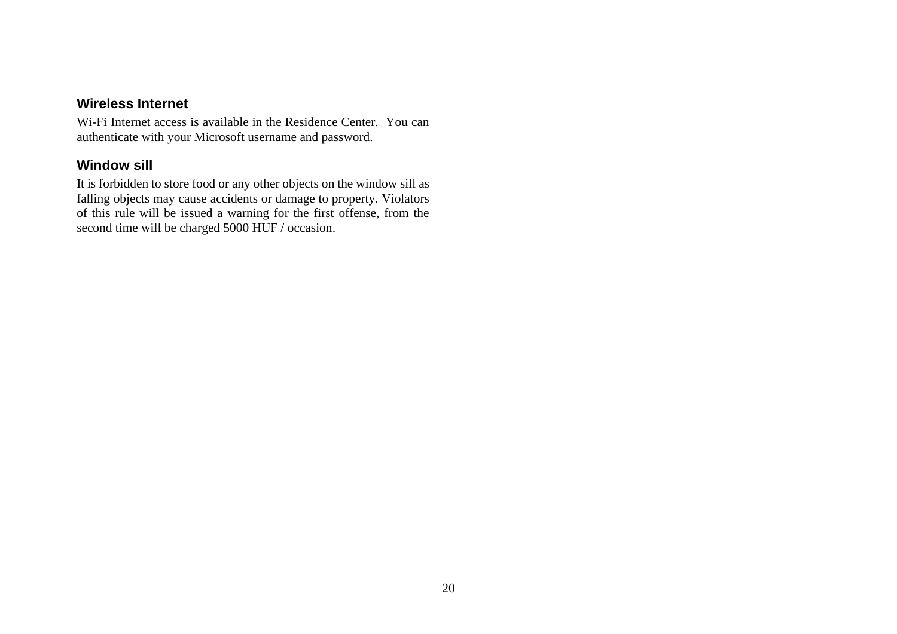## Wireless Internet

Wi-Fi Internet access is available in the Residence Center. You can authenticate with your Microsoft username and password.

## Window sill

It is forbidden to store food or any other objects on the window sill as falling objects may cause accidents or damage to property. Violators of this rule will be issued a warning for the first offense, from the second time will be charged 5000 HUF / occasion.